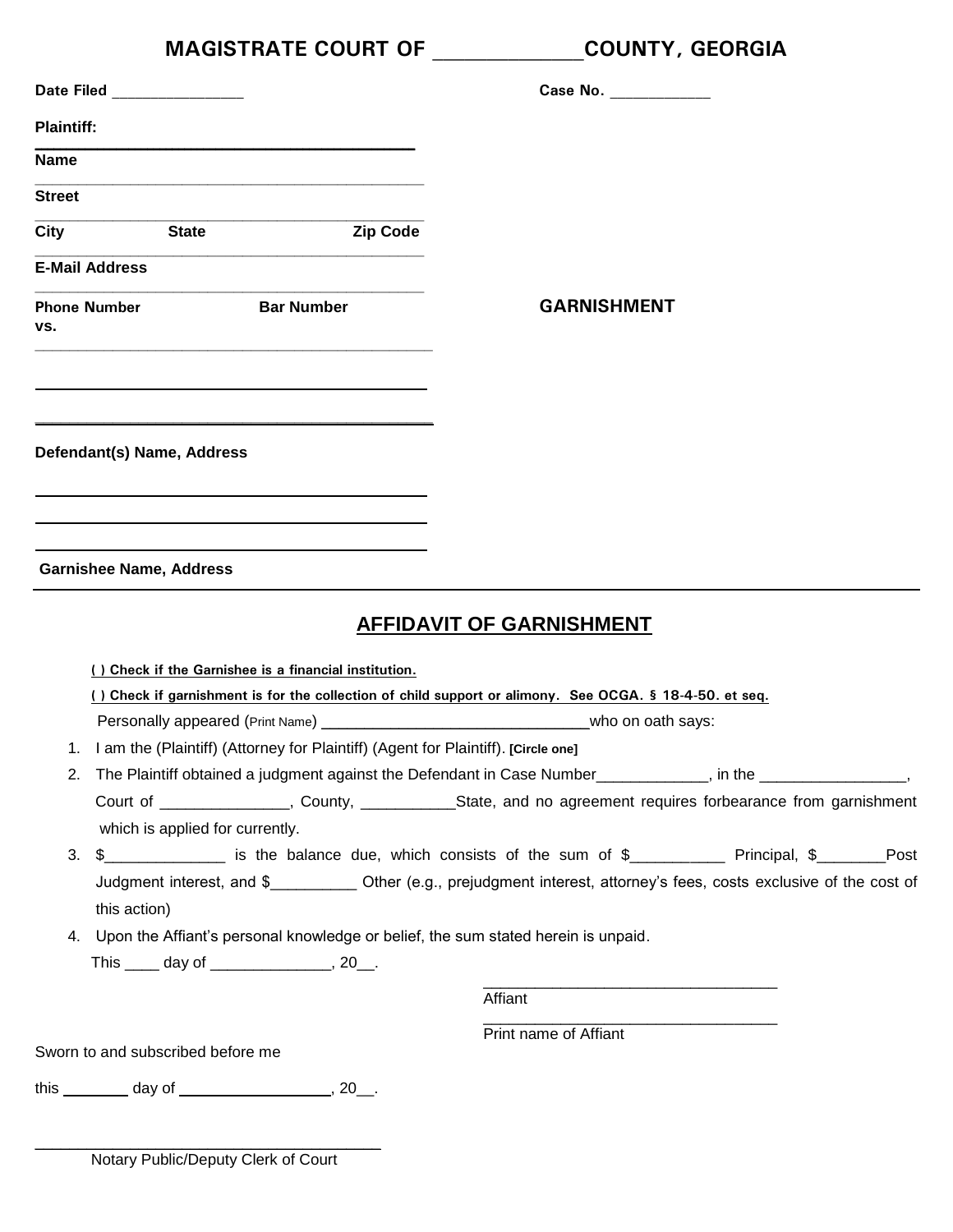# MAGISTRATE COURT OF _____________ COUNTY, GEORGIA

**Date Filed** _______________ **Case No.** ___________

**Plaintiff:**

_________________________________________

**Name**

_________________________________________

**Street**

_________________________________________

**City** **State** **Zip Code**

_________________________________________

**E-Mail Address**

_________________________________________

**Phone Number** **Bar Number**

**GARNISHMENT**

**vs.**

_________________________________________

_________________________________________

_________________________________________

**Defendant(s) Name, Address**

_________________________________________

_________________________________________

_________________________________________

**Garnishee Name, Address**

## AFFIDAVIT OF GARNISHMENT

**( ) Check if the Garnishee is a financial institution.**

**( ) Check if garnishment is for the collection of child support or alimony. See OCGA. § 18-4-50. et seq.**

Personally appeared (Print Name) _______________________________ who on oath says:

1. I am the (Plaintiff) (Attorney for Plaintiff) (Agent for Plaintiff). **[Circle one]**
2. The Plaintiff obtained a judgment against the Defendant in Case Number_____________, in the _________________, Court of _______________, County, ___________State, and no agreement requires forbearance from garnishment which is applied for currently.
3. $______________ is the balance due, which consists of the sum of $___________ Principal, $________Post Judgment interest, and $__________ Other (e.g., prejudgment interest, attorney's fees, costs exclusive of the cost of this action)
4. Upon the Affiant's personal knowledge or belief, the sum stated herein is unpaid.

This ____ day of ______________, 20__.

___________________________________
Affiant

___________________________________
Print name of Affiant

Sworn to and subscribed before me

this ________ day of __________________, 20__.

___________________________________
Notary Public/Deputy Clerk of Court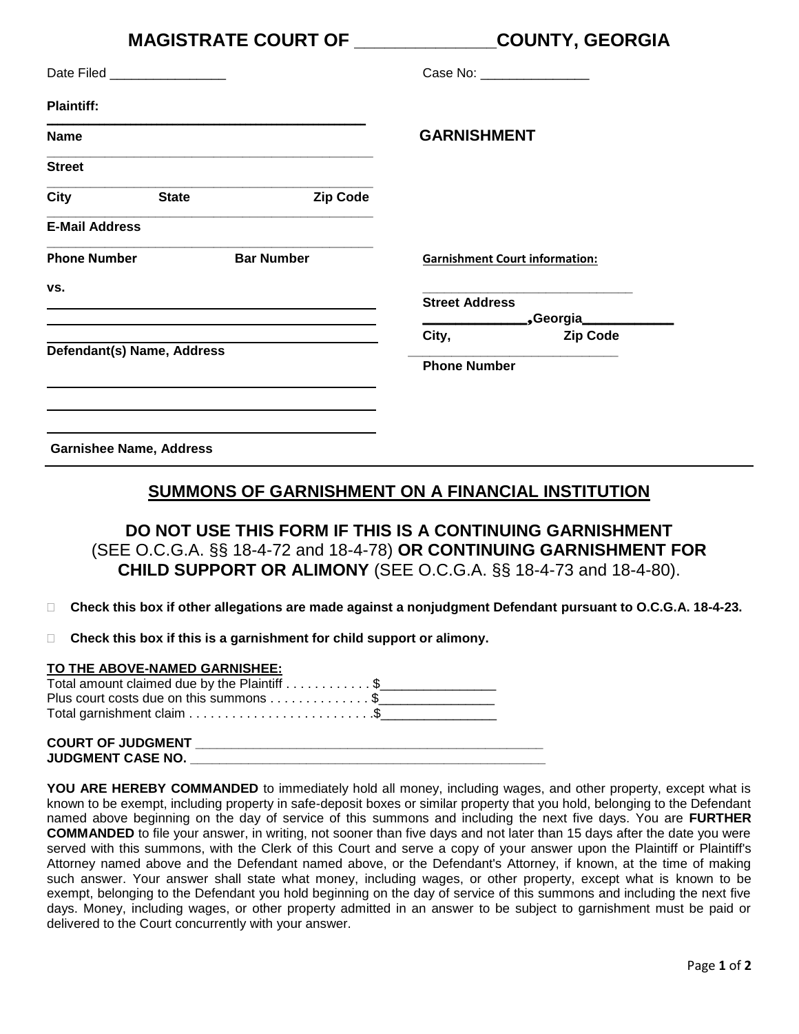# MAGISTRATE COURT OF ______________COUNTY, GEORGIA

Date Filed ________________

Case No: _______________

**Plaintiff:**

_____________________________________________

**Name**

_____________________________________________

**Street**

_____________________________________________

**City** **State** **Zip Code**

_____________________________________________

**E-Mail Address**

_____________________________________________

**Phone Number** **Bar Number**

**vs.**

_____________________________________________

_____________________________________________

_____________________________________________

**Defendant(s) Name, Address**

_____________________________________________

_____________________________________________

_____________________________________________

**Garnishee Name, Address**

**GARNISHMENT**

**Garnishment Court information:**

______________________________

**Street Address**

_____________,Georgia____________

**City,** **Zip Code**

______________________________

**Phone Number**

## SUMMONS OF GARNISHMENT ON A FINANCIAL INSTITUTION

**DO NOT USE THIS FORM IF THIS IS A CONTINUING GARNISHMENT** (SEE O.C.G.A. §§ 18-4-72 and 18-4-78) **OR CONTINUING GARNISHMENT FOR CHILD SUPPORT OR ALIMONY** (SEE O.C.G.A. §§ 18-4-73 and 18-4-80).

☐ **Check this box if other allegations are made against a nonjudgment Defendant pursuant to O.C.G.A. 18-4-23.**

☐ **Check this box if this is a garnishment for child support or alimony.**

**TO THE ABOVE-NAMED GARNISHEE:**

Total amount claimed due by the Plaintiff . . . . . . . . . . . . $_______________
Plus court costs due on this summons . . . . . . . . . . . . . . $_______________
Total garnishment claim . . . . . . . . . . . . . . . . . . . . . . . . . .$_______________

**COURT OF JUDGMENT** _______________________________________________
**JUDGMENT CASE NO.** _______________________________________________

**YOU ARE HEREBY COMMANDED** to immediately hold all money, including wages, and other property, except what is known to be exempt, including property in safe-deposit boxes or similar property that you hold, belonging to the Defendant named above beginning on the day of service of this summons and including the next five days. You are **FURTHER COMMANDED** to file your answer, in writing, not sooner than five days and not later than 15 days after the date you were served with this summons, with the Clerk of this Court and serve a copy of your answer upon the Plaintiff or Plaintiff's Attorney named above and the Defendant named above, or the Defendant's Attorney, if known, at the time of making such answer. Your answer shall state what money, including wages, or other property, except what is known to be exempt, belonging to the Defendant you hold beginning on the day of service of this summons and including the next five days. Money, including wages, or other property admitted in an answer to be subject to garnishment must be paid or delivered to the Court concurrently with your answer.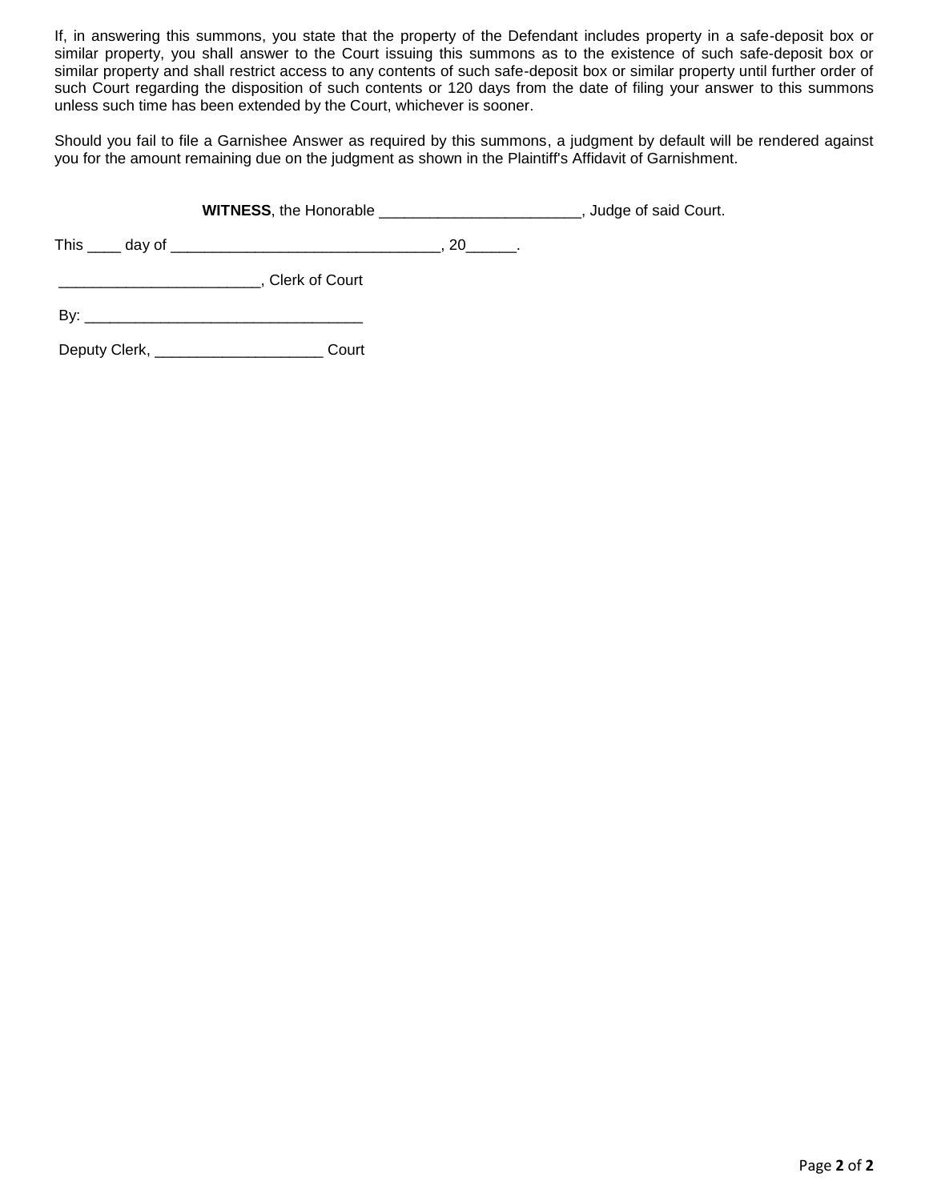If, in answering this summons, you state that the property of the Defendant includes property in a safe-deposit box or similar property, you shall answer to the Court issuing this summons as to the existence of such safe-deposit box or similar property and shall restrict access to any contents of such safe-deposit box or similar property until further order of such Court regarding the disposition of such contents or 120 days from the date of filing your answer to this summons unless such time has been extended by the Court, whichever is sooner.

Should you fail to file a Garnishee Answer as required by this summons, a judgment by default will be rendered against you for the amount remaining due on the judgment as shown in the Plaintiff's Affidavit of Garnishment.

**WITNESS**, the Honorable ________________________, Judge of said Court.

This ____ day of ________________________________, 20______.

________________________, Clerk of Court

By: _________________________________

Deputy Clerk, ___________________ Court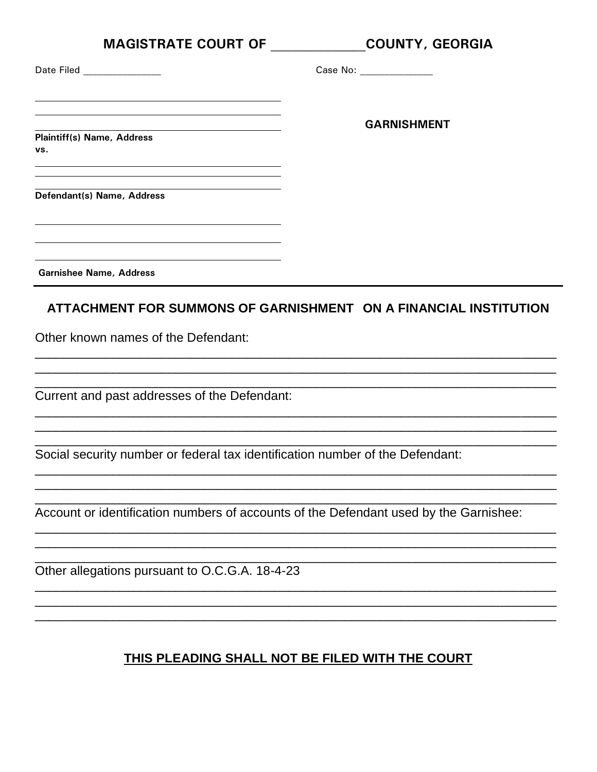## MAGISTRATE COURT OF _____________COUNTY, GEORGIA

Date Filed _______________ Case No: ______________

_____________________________________________

_____________________________________________

_____________________________________________

**Plaintiff(s) Name, Address**

**vs.**

_____________________________________________

_____________________________________________

**Defendant(s) Name, Address**

**GARNISHMENT**

_____________________________________________

_____________________________________________

_____________________________________________

**Garnishee Name, Address**

---

### ATTACHMENT FOR SUMMONS OF GARNISHMENT ON A FINANCIAL INSTITUTION

Other known names of the Defendant:

_____________________________________________________________________________

_____________________________________________________________________________

_____________________________________________________________________________

Current and past addresses of the Defendant:

_____________________________________________________________________________

_____________________________________________________________________________

_____________________________________________________________________________

Social security number or federal tax identification number of the Defendant:

_____________________________________________________________________________

_____________________________________________________________________________

_____________________________________________________________________________

Account or identification numbers of accounts of the Defendant used by the Garnishee:

_____________________________________________________________________________

_____________________________________________________________________________

_____________________________________________________________________________

Other allegations pursuant to O.C.G.A. 18-4-23

_____________________________________________________________________________

_____________________________________________________________________________

_____________________________________________________________________________

**THIS PLEADING SHALL NOT BE FILED WITH THE COURT**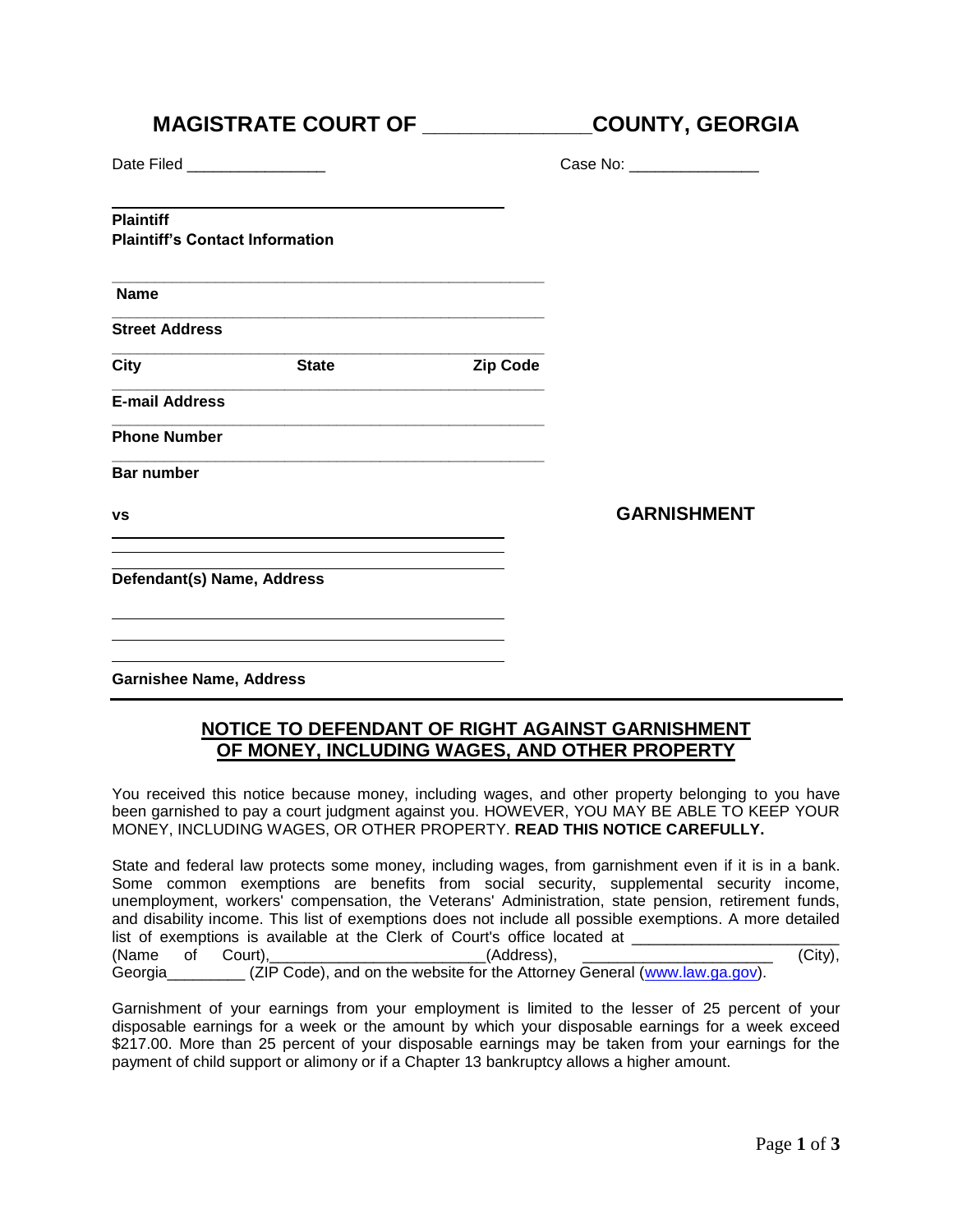# MAGISTRATE COURT OF ______________COUNTY, GEORGIA

Date Filed ________________ Case No: _______________

______________________________________________

**Plaintiff**
**Plaintiff's Contact Information**

______________________________________________
**Name**
______________________________________________
**Street Address**
______________________________________________
**City** **State** **Zip Code**
______________________________________________
**E-mail Address**
______________________________________________
**Phone Number**
______________________________________________
**Bar number**

**vs** **GARNISHMENT**

______________________________________________
______________________________________________
______________________________________________
**Defendant(s) Name, Address**

______________________________________________
______________________________________________
______________________________________________
**Garnishee Name, Address**

## NOTICE TO DEFENDANT OF RIGHT AGAINST GARNISHMENT OF MONEY, INCLUDING WAGES, AND OTHER PROPERTY

You received this notice because money, including wages, and other property belonging to you have been garnished to pay a court judgment against you. HOWEVER, YOU MAY BE ABLE TO KEEP YOUR MONEY, INCLUDING WAGES, OR OTHER PROPERTY. **READ THIS NOTICE CAREFULLY.**

State and federal law protects some money, including wages, from garnishment even if it is in a bank. Some common exemptions are benefits from social security, supplemental security income, unemployment, workers' compensation, the Veterans' Administration, state pension, retirement funds, and disability income. This list of exemptions does not include all possible exemptions. A more detailed list of exemptions is available at the Clerk of Court's office located at ________________________ (Name of Court),_________________________(Address), _____________________ (City), Georgia_________ (ZIP Code), and on the website for the Attorney General (www.law.ga.gov).

Garnishment of your earnings from your employment is limited to the lesser of 25 percent of your disposable earnings for a week or the amount by which your disposable earnings for a week exceed $217.00. More than 25 percent of your disposable earnings may be taken from your earnings for the payment of child support or alimony or if a Chapter 13 bankruptcy allows a higher amount.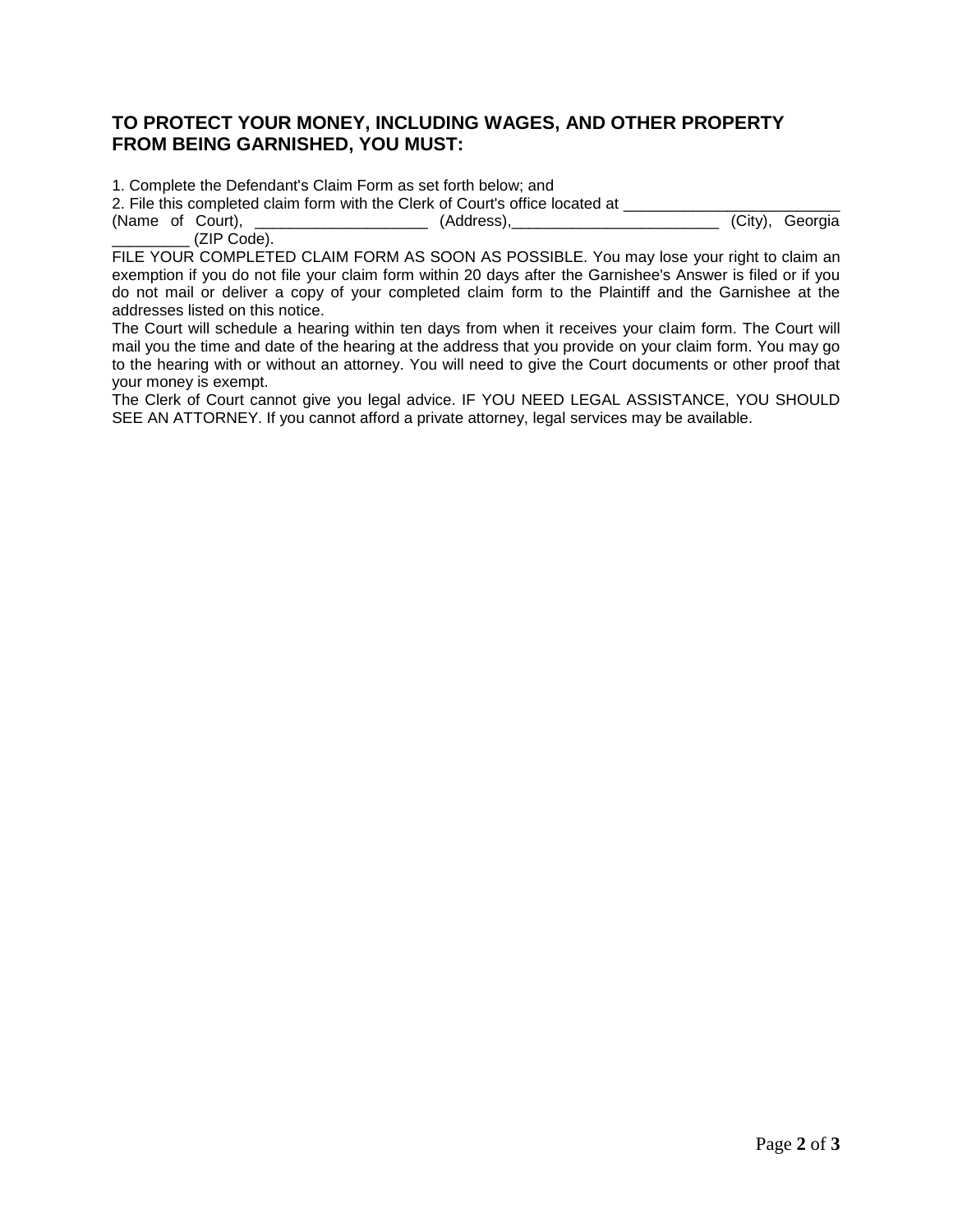## TO PROTECT YOUR MONEY, INCLUDING WAGES, AND OTHER PROPERTY FROM BEING GARNISHED, YOU MUST:

1. Complete the Defendant's Claim Form as set forth below; and
2. File this completed claim form with the Clerk of Court's office located at _________________________ (Name of Court), ___________________ (Address),________________________ (City), Georgia _________ (ZIP Code).

FILE YOUR COMPLETED CLAIM FORM AS SOON AS POSSIBLE. You may lose your right to claim an exemption if you do not file your claim form within 20 days after the Garnishee's Answer is filed or if you do not mail or deliver a copy of your completed claim form to the Plaintiff and the Garnishee at the addresses listed on this notice.

The Court will schedule a hearing within ten days from when it receives your claim form. The Court will mail you the time and date of the hearing at the address that you provide on your claim form. You may go to the hearing with or without an attorney. You will need to give the Court documents or other proof that your money is exempt.

The Clerk of Court cannot give you legal advice. IF YOU NEED LEGAL ASSISTANCE, YOU SHOULD SEE AN ATTORNEY. If you cannot afford a private attorney, legal services may be available.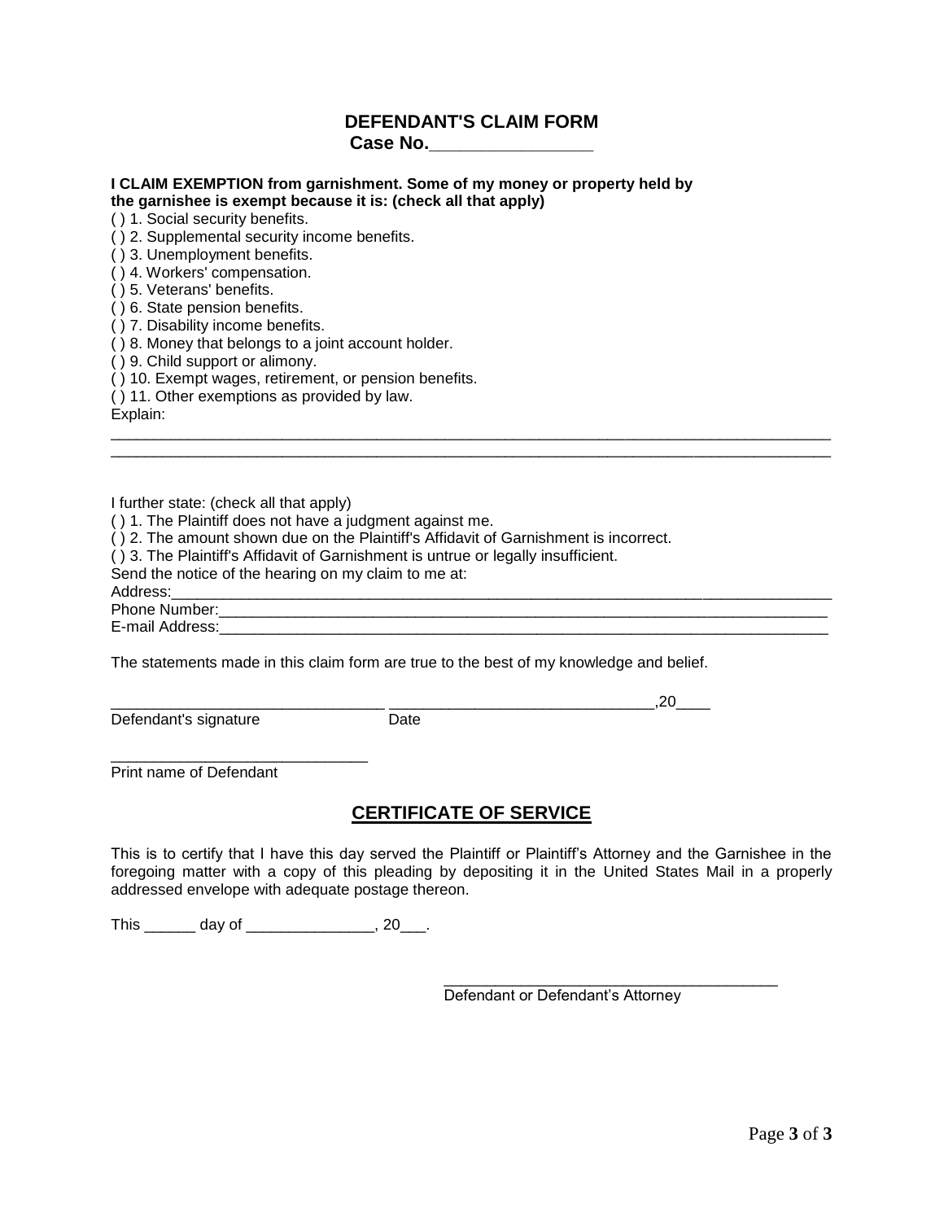## DEFENDANT'S CLAIM FORM
**Case No.________________**

**I CLAIM EXEMPTION from garnishment. Some of my money or property held by the garnishee is exempt because it is: (check all that apply)**

( ) 1. Social security benefits.
( ) 2. Supplemental security income benefits.
( ) 3. Unemployment benefits.
( ) 4. Workers' compensation.
( ) 5. Veterans' benefits.
( ) 6. State pension benefits.
( ) 7. Disability income benefits.
( ) 8. Money that belongs to a joint account holder.
( ) 9. Child support or alimony.
( ) 10. Exempt wages, retirement, or pension benefits.
( ) 11. Other exemptions as provided by law.

Explain:
_______________________________________________________________________________
_______________________________________________________________________________

I further state: (check all that apply)

( ) 1. The Plaintiff does not have a judgment against me.
( ) 2. The amount shown due on the Plaintiff's Affidavit of Garnishment is incorrect.
( ) 3. The Plaintiff's Affidavit of Garnishment is untrue or legally insufficient.

Send the notice of the hearing on my claim to me at:

Address:_______________________________________________________________________
Phone Number:__________________________________________________________________
E-mail Address:_________________________________________________________________

The statements made in this claim form are true to the best of my knowledge and belief.

______________________________ ____________________________,20____
Defendant's signature Date

______________________________
Print name of Defendant

## CERTIFICATE OF SERVICE

This is to certify that I have this day served the Plaintiff or Plaintiff's Attorney and the Garnishee in the foregoing matter with a copy of this pleading by depositing it in the United States Mail in a properly addressed envelope with adequate postage thereon.

This ______ day of ______________, 20___.

______________________________________
Defendant or Defendant's Attorney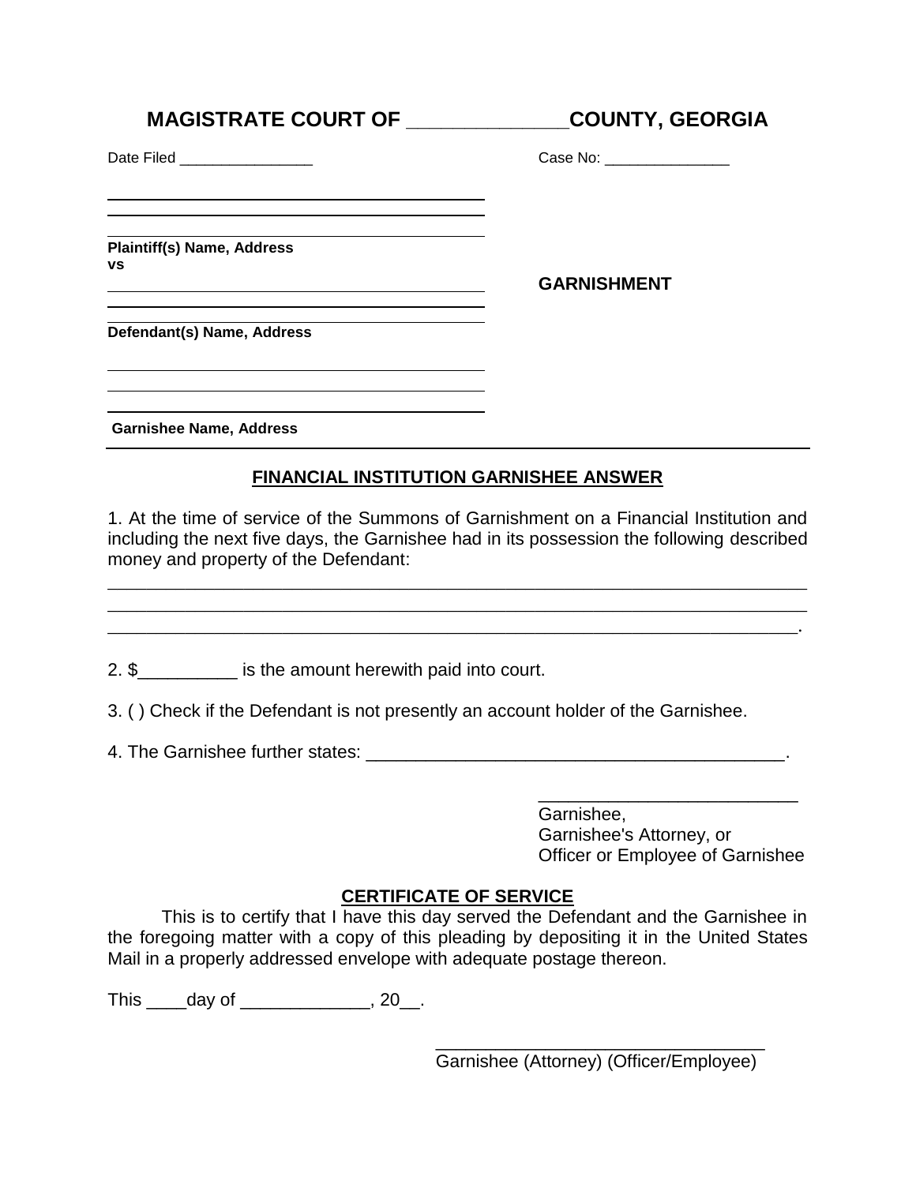# MAGISTRATE COURT OF ______________COUNTY, GEORGIA

Date Filed _________________ Case No: ________________

**Plaintiff(s) Name, Address**
**vs**

**GARNISHMENT**

**Defendant(s) Name, Address**

**Garnishee Name, Address**

## FINANCIAL INSTITUTION GARNISHEE ANSWER

1. At the time of service of the Summons of Garnishment on a Financial Institution and including the next five days, the Garnishee had in its possession the following described money and property of the Defendant:

___________________________________________________________________________
___________________________________________________________________________
__________________________________________________________________________.

2. $__________ is the amount herewith paid into court.

3. ( ) Check if the Defendant is not presently an account holder of the Garnishee.

4. The Garnishee further states: ____________________________________________.

___________________________
Garnishee,
Garnishee's Attorney, or
Officer or Employee of Garnishee

## CERTIFICATE OF SERVICE

This is to certify that I have this day served the Defendant and the Garnishee in the foregoing matter with a copy of this pleading by depositing it in the United States Mail in a properly addressed envelope with adequate postage thereon.

This ____day of _____________, 20__.

__________________________________
Garnishee (Attorney) (Officer/Employee)